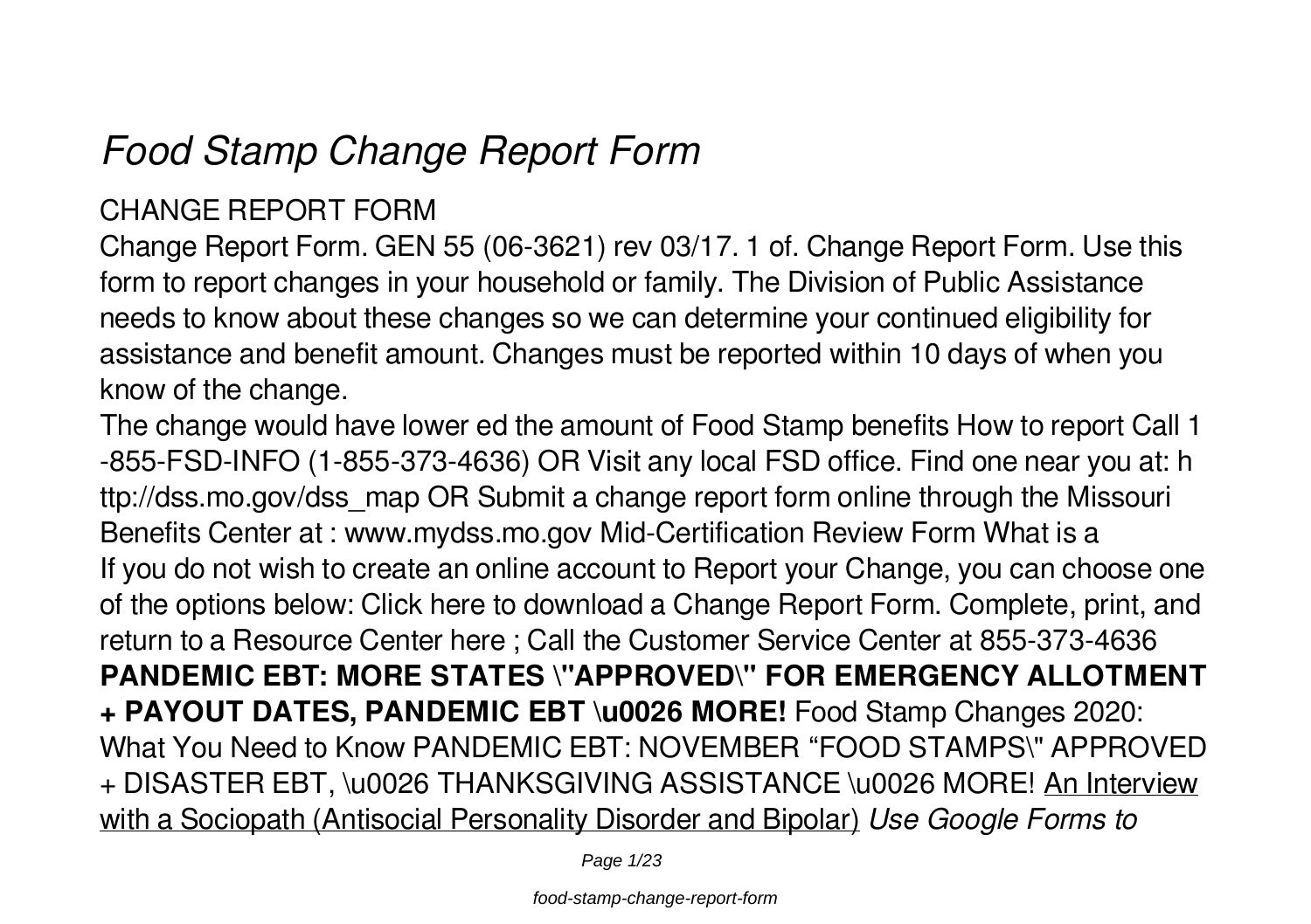# *Food Stamp Change Report Form*

CHANGE REPORT FORM

Change Report Form. GEN 55 (06-3621) rev 03/17. 1 of. Change Report Form. Use this form to report changes in your household or family. The Division of Public Assistance needs to know about these changes so we can determine your continued eligibility for assistance and benefit amount. Changes must be reported within 10 days of when you know of the change.

The change would have lower ed the amount of Food Stamp benefits How to report Call 1 -855-FSD-INFO (1-855-373-4636) OR Visit any local FSD office. Find one near you at: h ttp://dss.mo.gov/dss_map OR Submit a change report form online through the Missouri Benefits Center at : www.mydss.mo.gov Mid-Certification Review Form What is a

If you do not wish to create an online account to Report your Change, you can choose one of the options below: Click here to download a Change Report Form. Complete, print, and return to a Resource Center here ; Call the Customer Service Center at 855-373-4636

**PANDEMIC EBT: MORE STATES \"APPROVED\" FOR EMERGENCY ALLOTMENT + PAYOUT DATES, PANDEMIC EBT \u0026 MORE!** Food Stamp Changes 2020: What You Need to Know PANDEMIC EBT: NOVEMBER "FOOD STAMPS\" APPROVED + DISASTER EBT, \u0026 THANKSGIVING ASSISTANCE \u0026 MORE! An Interview with a Sociopath (Antisocial Personality Disorder and Bipolar) *Use Google Forms to*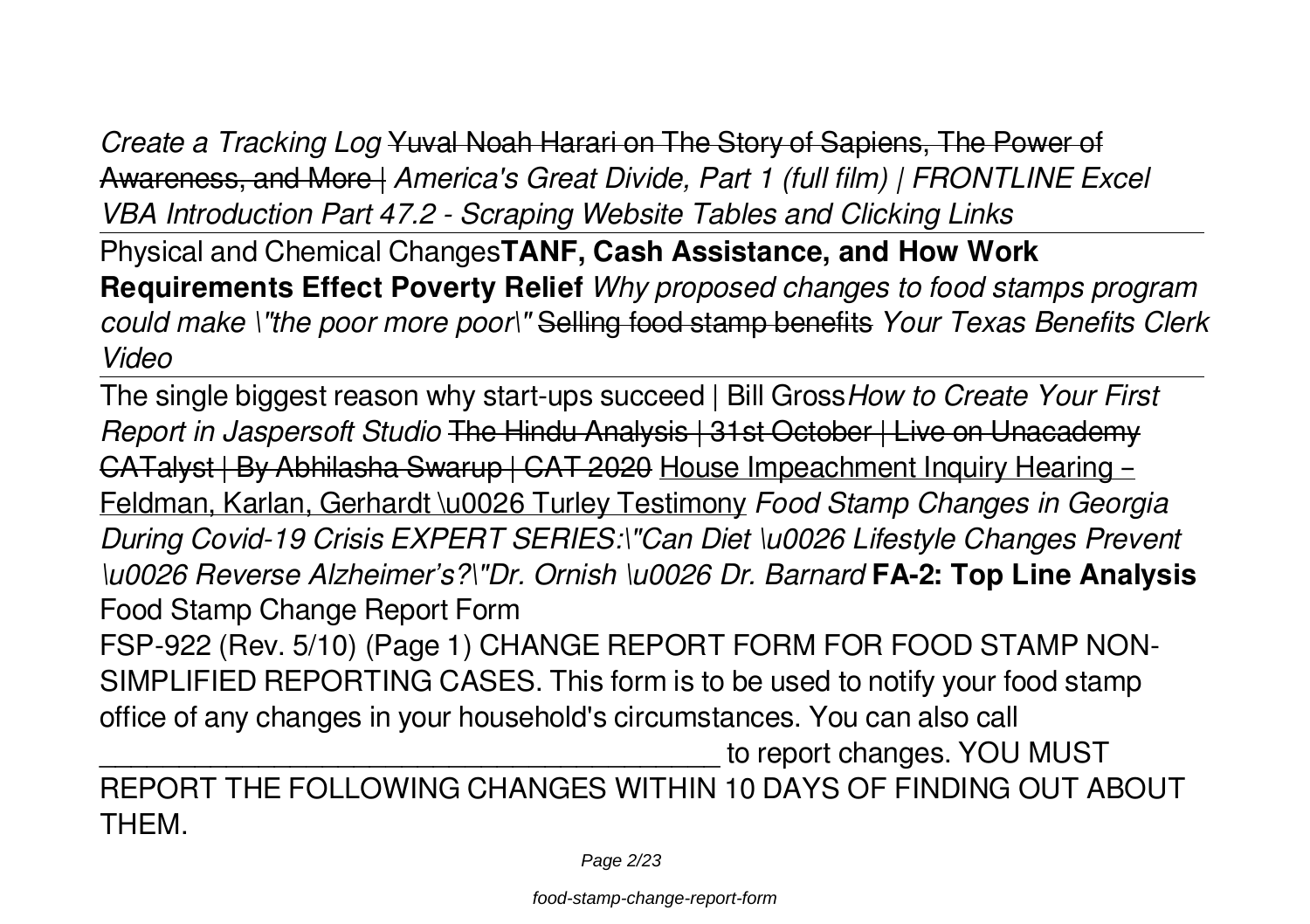*Create a Tracking Log* ~~Yuval Noah Harari on The Story of Sapiens, The Power of Awareness, and More |~~ *America's Great Divide, Part 1 (full film) | FRONTLINE Excel VBA Introduction Part 47.2 - Scraping Website Tables and Clicking Links*

---

Physical and Chemical Changes**TANF, Cash Assistance, and How Work Requirements Effect Poverty Relief** *Why proposed changes to food stamps program could make \"the poor more poor\"* ~~Selling food stamp benefits~~ *Your Texas Benefits Clerk Video*

---

The single biggest reason why start-ups succeed | Bill Gross*How to Create Your First Report in Jaspersoft Studio* ~~The Hindu Analysis | 31st October | Live on Unacademy CATalyst | By Abhilasha Swarup | CAT 2020~~ <u>House Impeachment Inquiry Hearing – Feldman, Karlan, Gerhardt \u0026 Turley Testimony</u> *Food Stamp Changes in Georgia During Covid-19 Crisis EXPERT SERIES:\"Can Diet \u0026 Lifestyle Changes Prevent \u0026 Reverse Alzheimer's?\"Dr. Ornish \u0026 Dr. Barnard* **FA-2: Top Line Analysis**

Food Stamp Change Report Form

FSP-922 (Rev. 5/10) (Page 1) CHANGE REPORT FORM FOR FOOD STAMP NON-SIMPLIFIED REPORTING CASES. This form is to be used to notify your food stamp office of any changes in your household's circumstances. You can also call ________________________________________ to report changes. YOU MUST REPORT THE FOLLOWING CHANGES WITHIN 10 DAYS OF FINDING OUT ABOUT THEM.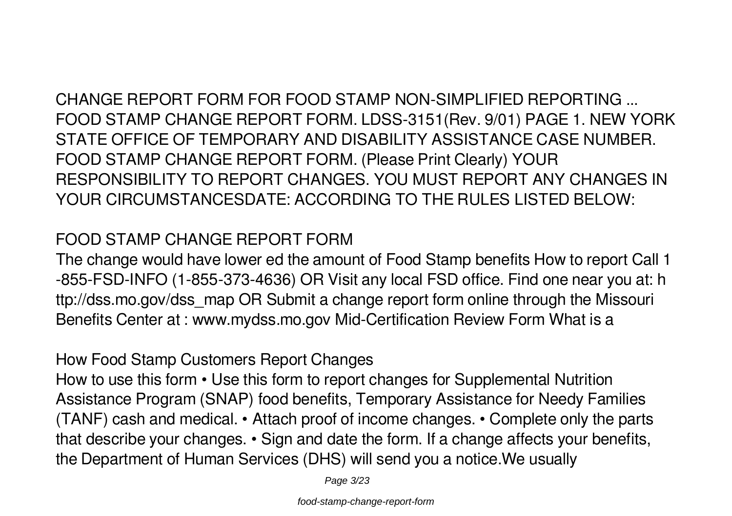CHANGE REPORT FORM FOR FOOD STAMP NON-SIMPLIFIED REPORTING ... FOOD STAMP CHANGE REPORT FORM. LDSS-3151(Rev. 9/01) PAGE 1. NEW YORK STATE OFFICE OF TEMPORARY AND DISABILITY ASSISTANCE CASE NUMBER. FOOD STAMP CHANGE REPORT FORM. (Please Print Clearly) YOUR RESPONSIBILITY TO REPORT CHANGES. YOU MUST REPORT ANY CHANGES IN YOUR CIRCUMSTANCESDATE: ACCORDING TO THE RULES LISTED BELOW:

## FOOD STAMP CHANGE REPORT FORM

The change would have lower ed the amount of Food Stamp benefits How to report Call 1 -855-FSD-INFO (1-855-373-4636) OR Visit any local FSD office. Find one near you at: h ttp://dss.mo.gov/dss_map OR Submit a change report form online through the Missouri Benefits Center at : www.mydss.mo.gov Mid-Certification Review Form What is a

## How Food Stamp Customers Report Changes

How to use this form • Use this form to report changes for Supplemental Nutrition Assistance Program (SNAP) food benefits, Temporary Assistance for Needy Families (TANF) cash and medical. • Attach proof of income changes. • Complete only the parts that describe your changes. • Sign and date the form. If a change affects your benefits, the Department of Human Services (DHS) will send you a notice.We usually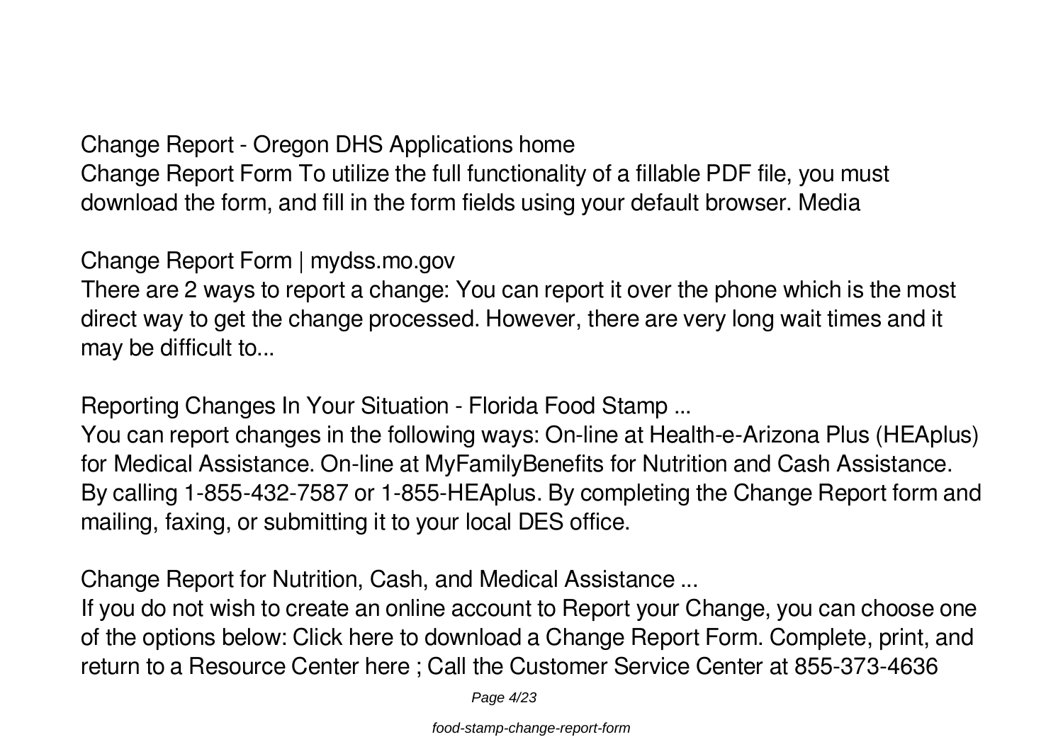## Change Report - Oregon DHS Applications home

Change Report Form To utilize the full functionality of a fillable PDF file, you must download the form, and fill in the form fields using your default browser. Media

## Change Report Form | mydss.mo.gov

There are 2 ways to report a change: You can report it over the phone which is the most direct way to get the change processed. However, there are very long wait times and it may be difficult to...

## Reporting Changes In Your Situation - Florida Food Stamp ...

You can report changes in the following ways: On-line at Health-e-Arizona Plus (HEAplus) for Medical Assistance. On-line at MyFamilyBenefits for Nutrition and Cash Assistance. By calling 1-855-432-7587 or 1-855-HEAplus. By completing the Change Report form and mailing, faxing, or submitting it to your local DES office.

## Change Report for Nutrition, Cash, and Medical Assistance ...

If you do not wish to create an online account to Report your Change, you can choose one of the options below: Click here to download a Change Report Form. Complete, print, and return to a Resource Center here ; Call the Customer Service Center at 855-373-4636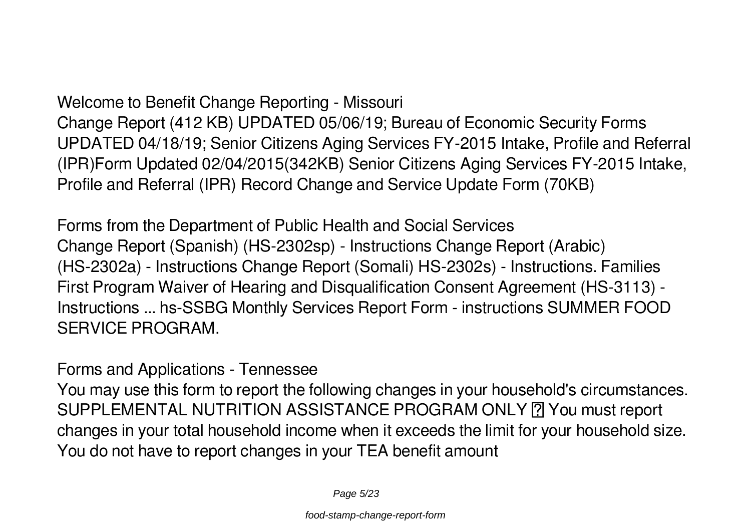## Welcome to Benefit Change Reporting - Missouri

Change Report (412 KB) UPDATED 05/06/19; Bureau of Economic Security Forms UPDATED 04/18/19; Senior Citizens Aging Services FY-2015 Intake, Profile and Referral (IPR)Form Updated 02/04/2015(342KB) Senior Citizens Aging Services FY-2015 Intake, Profile and Referral (IPR) Record Change and Service Update Form (70KB)

## Forms from the Department of Public Health and Social Services

Change Report (Spanish) (HS-2302sp) - Instructions Change Report (Arabic) (HS-2302a) - Instructions Change Report (Somali) HS-2302s) - Instructions. Families First Program Waiver of Hearing and Disqualification Consent Agreement (HS-3113) - Instructions ... hs-SSBG Monthly Services Report Form - instructions SUMMER FOOD SERVICE PROGRAM.

## Forms and Applications - Tennessee

You may use this form to report the following changes in your household's circumstances. SUPPLEMENTAL NUTRITION ASSISTANCE PROGRAM ONLY ? You must report changes in your total household income when it exceeds the limit for your household size. You do not have to report changes in your TEA benefit amount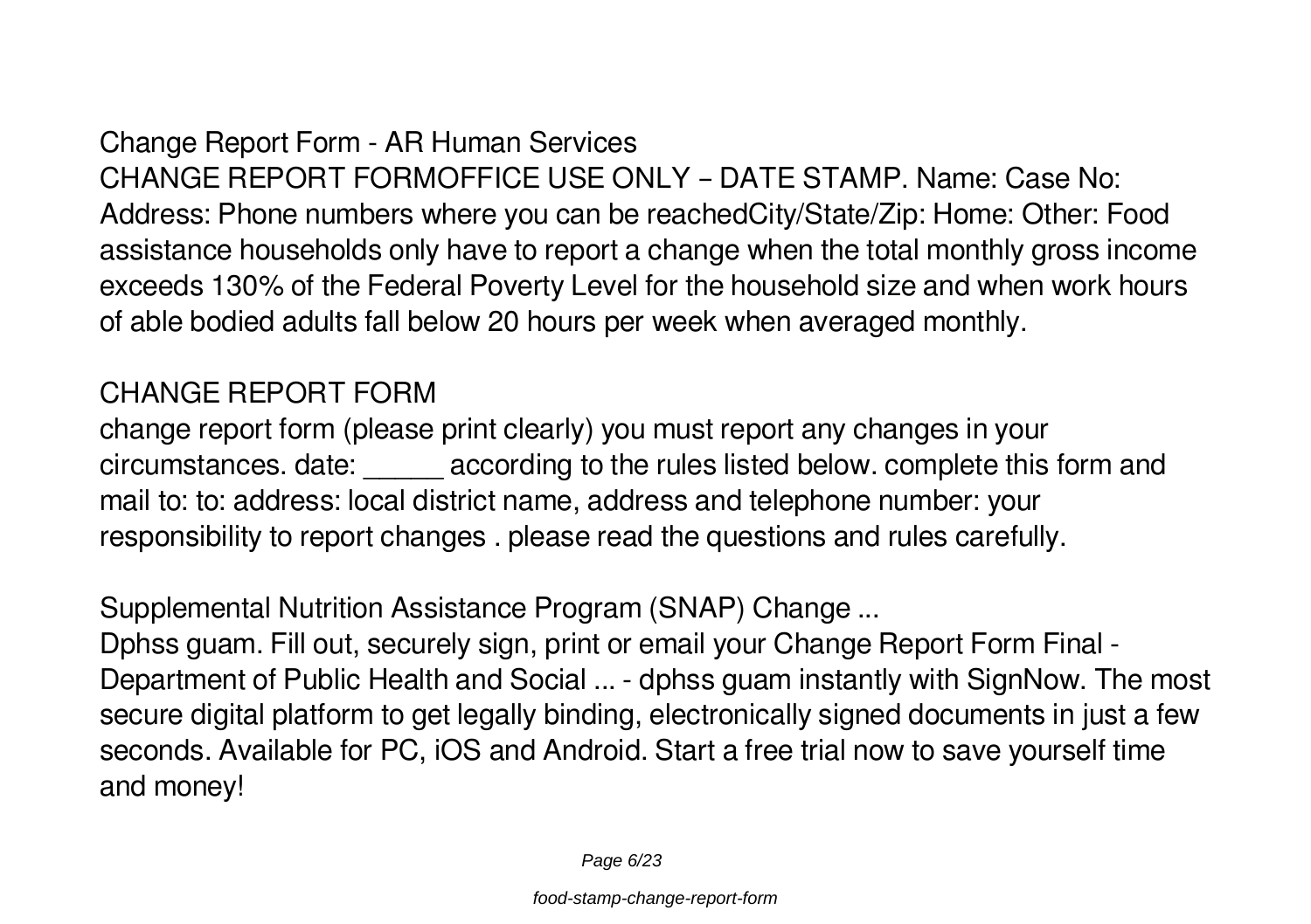## Change Report Form - AR Human Services

CHANGE REPORT FORMOFFICE USE ONLY – DATE STAMP. Name: Case No: Address: Phone numbers where you can be reachedCity/State/Zip: Home: Other: Food assistance households only have to report a change when the total monthly gross income exceeds 130% of the Federal Poverty Level for the household size and when work hours of able bodied adults fall below 20 hours per week when averaged monthly.

## CHANGE REPORT FORM

change report form (please print clearly) you must report any changes in your circumstances. date: _____ according to the rules listed below. complete this form and mail to: to: address: local district name, address and telephone number: your responsibility to report changes . please read the questions and rules carefully.

## Supplemental Nutrition Assistance Program (SNAP) Change ...

Dphss guam. Fill out, securely sign, print or email your Change Report Form Final - Department of Public Health and Social ... - dphss guam instantly with SignNow. The most secure digital platform to get legally binding, electronically signed documents in just a few seconds. Available for PC, iOS and Android. Start a free trial now to save yourself time and money!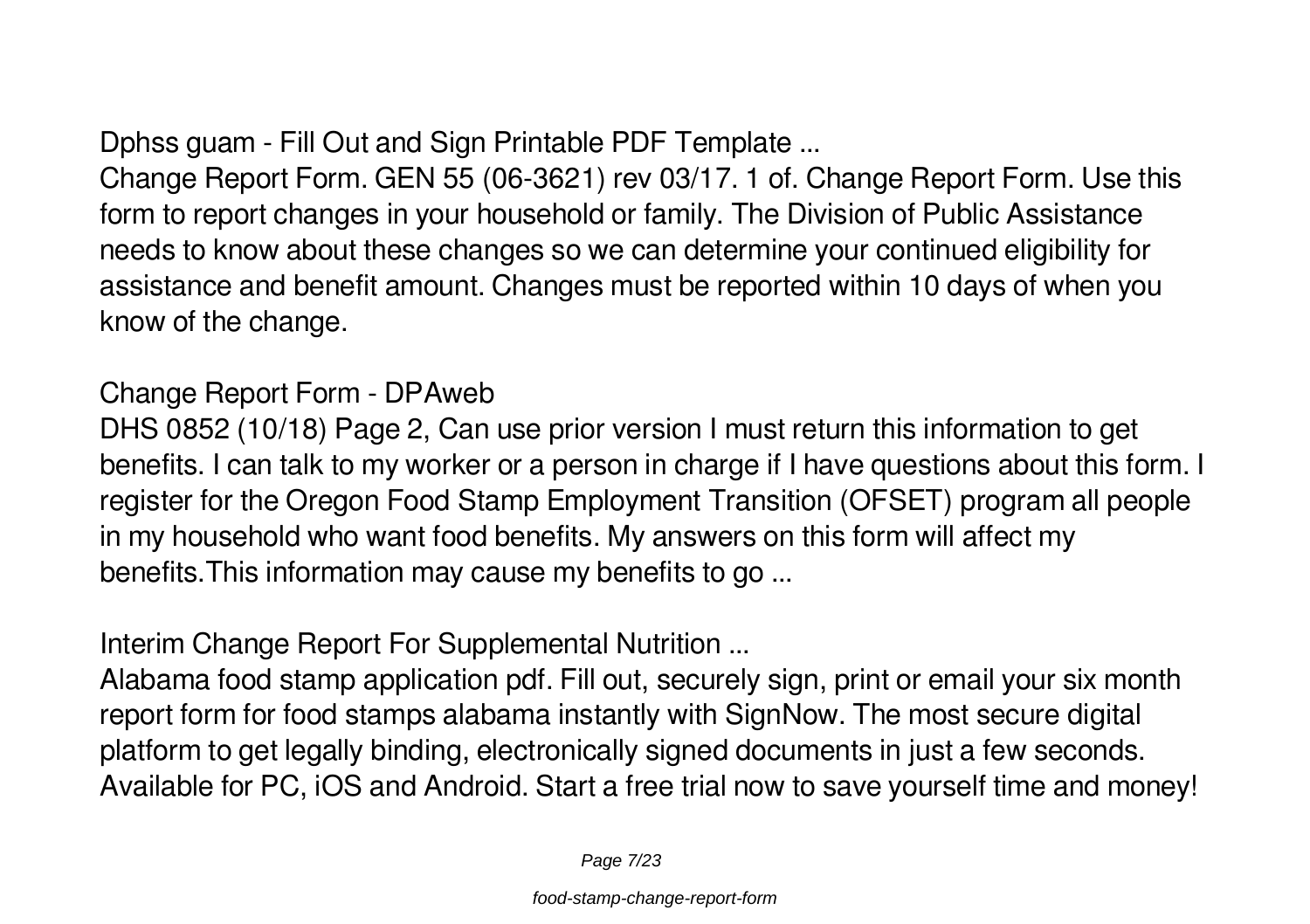## Dphss guam - Fill Out and Sign Printable PDF Template ...

Change Report Form. GEN 55 (06-3621) rev 03/17. 1 of. Change Report Form. Use this form to report changes in your household or family. The Division of Public Assistance needs to know about these changes so we can determine your continued eligibility for assistance and benefit amount. Changes must be reported within 10 days of when you know of the change.

## Change Report Form - DPAweb

DHS 0852 (10/18) Page 2, Can use prior version I must return this information to get benefits. I can talk to my worker or a person in charge if I have questions about this form. I register for the Oregon Food Stamp Employment Transition (OFSET) program all people in my household who want food benefits. My answers on this form will affect my benefits.This information may cause my benefits to go ...

## Interim Change Report For Supplemental Nutrition ...

Alabama food stamp application pdf. Fill out, securely sign, print or email your six month report form for food stamps alabama instantly with SignNow. The most secure digital platform to get legally binding, electronically signed documents in just a few seconds. Available for PC, iOS and Android. Start a free trial now to save yourself time and money!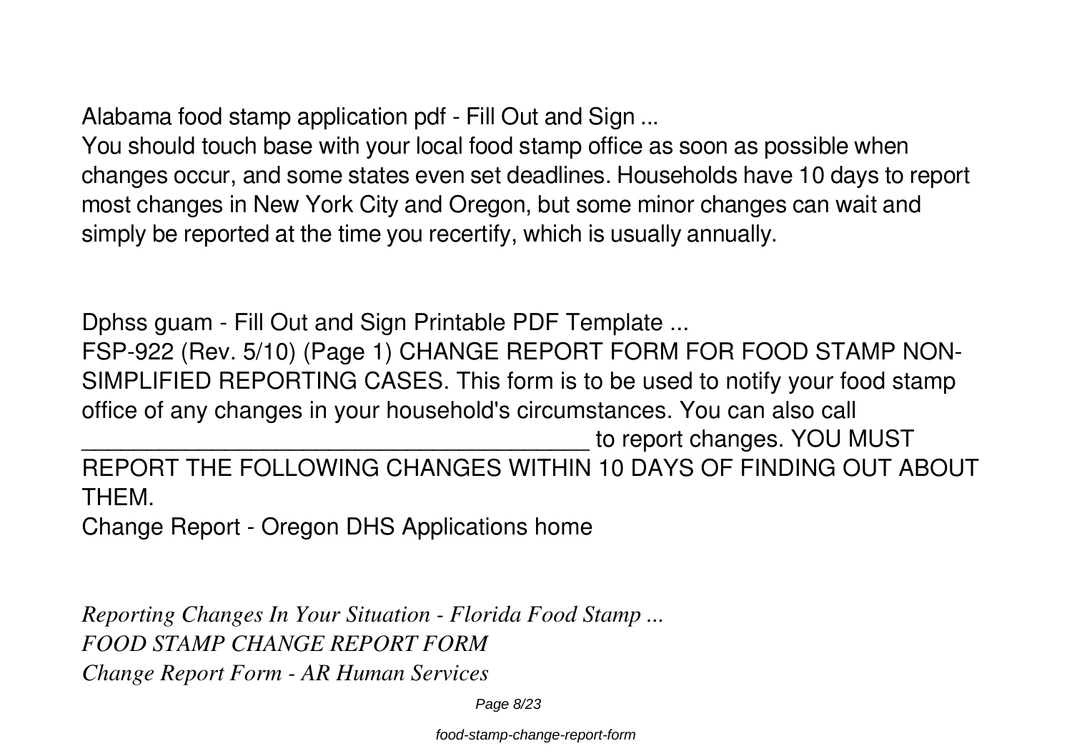Alabama food stamp application pdf - Fill Out and Sign ...

You should touch base with your local food stamp office as soon as possible when changes occur, and some states even set deadlines. Households have 10 days to report most changes in New York City and Oregon, but some minor changes can wait and simply be reported at the time you recertify, which is usually annually.

Dphss guam - Fill Out and Sign Printable PDF Template ...

FSP-922 (Rev. 5/10) (Page 1) CHANGE REPORT FORM FOR FOOD STAMP NON-SIMPLIFIED REPORTING CASES. This form is to be used to notify your food stamp office of any changes in your household's circumstances. You can also call ________________________________________ to report changes. YOU MUST REPORT THE FOLLOWING CHANGES WITHIN 10 DAYS OF FINDING OUT ABOUT THEM.

Change Report - Oregon DHS Applications home

*Reporting Changes In Your Situation - Florida Food Stamp ...*

*FOOD STAMP CHANGE REPORT FORM*

*Change Report Form - AR Human Services*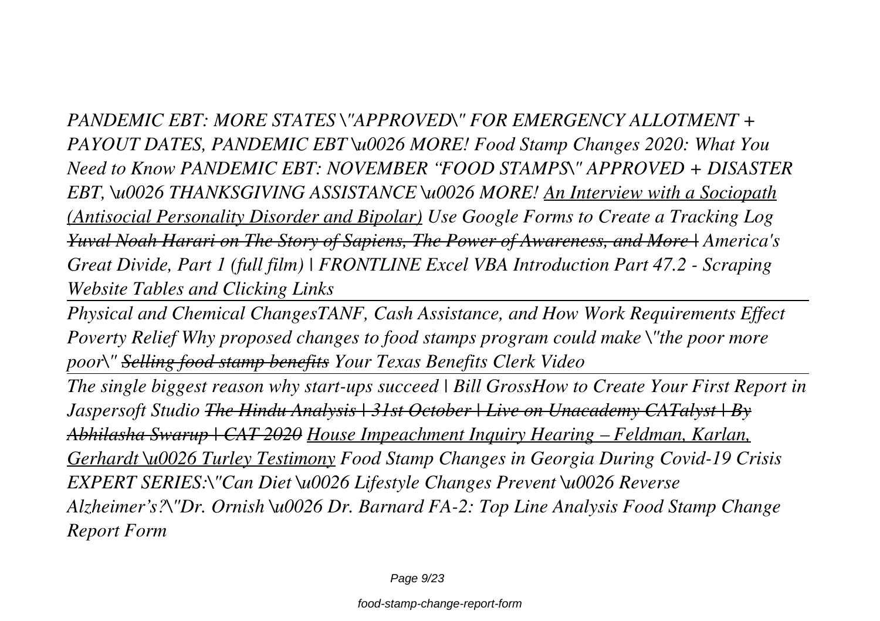*PANDEMIC EBT: MORE STATES \"APPROVED\" FOR EMERGENCY ALLOTMENT + PAYOUT DATES, PANDEMIC EBT \u0026 MORE! Food Stamp Changes 2020: What You Need to Know PANDEMIC EBT: NOVEMBER "FOOD STAMPS\" APPROVED + DISASTER EBT, \u0026 THANKSGIVING ASSISTANCE \u0026 MORE! An Interview with a Sociopath (Antisocial Personality Disorder and Bipolar) Use Google Forms to Create a Tracking Log ~~Yuval Noah Harari on The Story of Sapiens, The Power of Awareness, and More |~~ America's Great Divide, Part 1 (full film) | FRONTLINE Excel VBA Introduction Part 47.2 - Scraping Website Tables and Clicking Links*

---

*Physical and Chemical ChangesTANF, Cash Assistance, and How Work Requirements Effect Poverty Relief Why proposed changes to food stamps program could make \"the poor more poor\" ~~Selling food stamp benefits~~ Your Texas Benefits Clerk Video*

---

*The single biggest reason why start-ups succeed | Bill GrossHow to Create Your First Report in Jaspersoft Studio ~~The Hindu Analysis | 31st October | Live on Unacademy CATalyst | By Abhilasha Swarup | CAT 2020~~ House Impeachment Inquiry Hearing – Feldman, Karlan, Gerhardt \u0026 Turley Testimony Food Stamp Changes in Georgia During Covid-19 Crisis EXPERT SERIES:\"Can Diet \u0026 Lifestyle Changes Prevent \u0026 Reverse Alzheimer's?\"Dr. Ornish \u0026 Dr. Barnard FA-2: Top Line Analysis Food Stamp Change Report Form*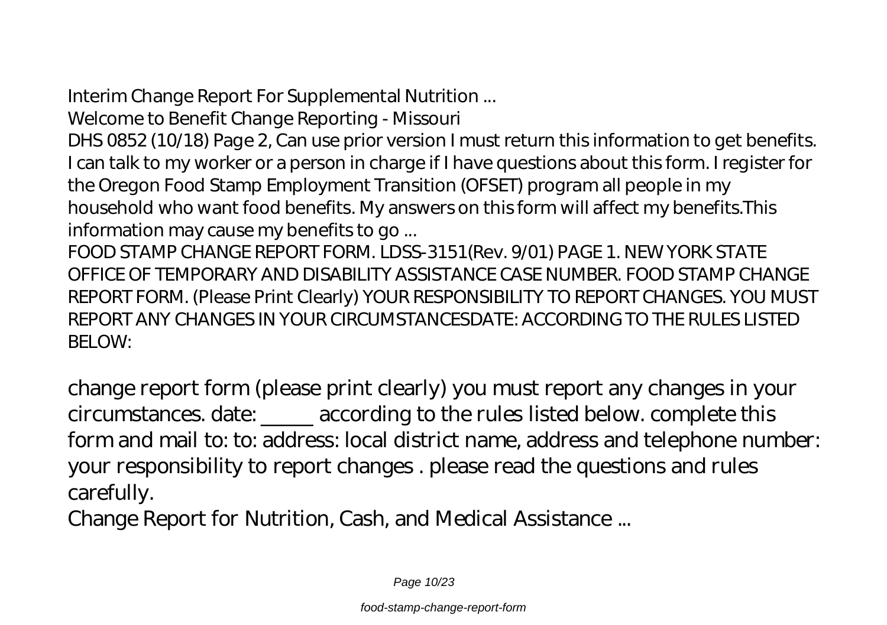Interim Change Report For Supplemental Nutrition ...

Welcome to Benefit Change Reporting - Missouri

DHS 0852 (10/18) Page 2, Can use prior version I must return this information to get benefits. I can talk to my worker or a person in charge if I have questions about this form. I register for the Oregon Food Stamp Employment Transition (OFSET) program all people in my household who want food benefits. My answers on this form will affect my benefits.This information may cause my benefits to go ...

FOOD STAMP CHANGE REPORT FORM. LDSS-3151(Rev. 9/01) PAGE 1. NEW YORK STATE OFFICE OF TEMPORARY AND DISABILITY ASSISTANCE CASE NUMBER. FOOD STAMP CHANGE REPORT FORM. (Please Print Clearly) YOUR RESPONSIBILITY TO REPORT CHANGES. YOU MUST REPORT ANY CHANGES IN YOUR CIRCUMSTANCESDATE: ACCORDING TO THE RULES LISTED BELOW:

change report form (please print clearly) you must report any changes in your circumstances. date: _____ according to the rules listed below. complete this form and mail to: to: address: local district name, address and telephone number: your responsibility to report changes . please read the questions and rules carefully.

Change Report for Nutrition, Cash, and Medical Assistance ...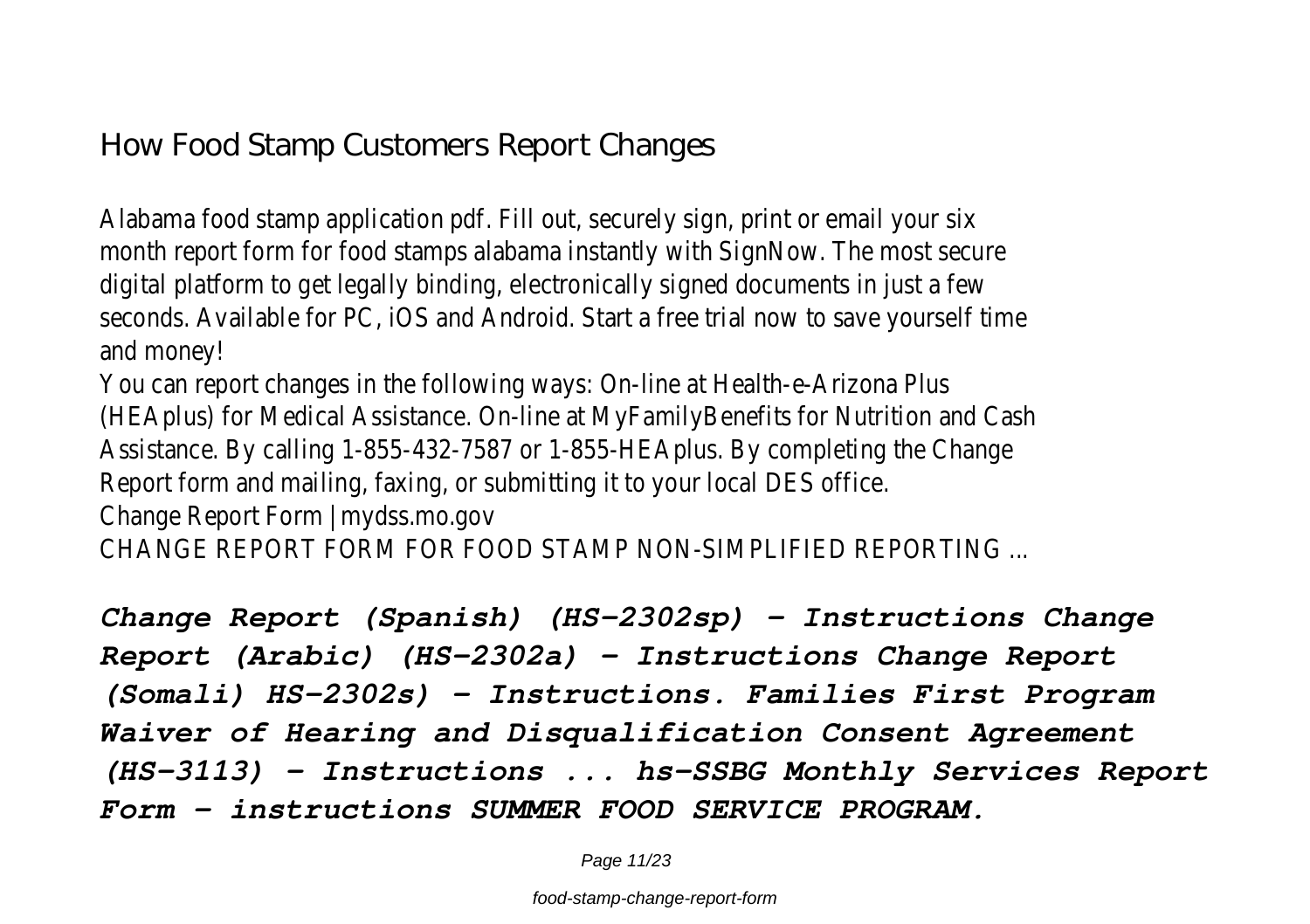# How Food Stamp Customers Report Changes

Alabama food stamp application pdf. Fill out, securely sign, print or email your six month report form for food stamps alabama instantly with SignNow. The most secure digital platform to get legally binding, electronically signed documents in just a few seconds. Available for PC, iOS and Android. Start a free trial now to save yourself time and money!

You can report changes in the following ways: On-line at Health-e-Arizona Plus (HEAplus) for Medical Assistance. On-line at MyFamilyBenefits for Nutrition and Cash Assistance. By calling 1-855-432-7587 or 1-855-HEAplus. By completing the Change Report form and mailing, faxing, or submitting it to your local DES office.

Change Report Form | mydss.mo.gov

CHANGE REPORT FORM FOR FOOD STAMP NON-SIMPLIFIED REPORTING ...

***Change Report (Spanish) (HS-2302sp) - Instructions Change Report (Arabic) (HS-2302a) - Instructions Change Report (Somali) HS-2302s) - Instructions. Families First Program Waiver of Hearing and Disqualification Consent Agreement (HS-3113) - Instructions ... hs-SSBG Monthly Services Report Form - instructions SUMMER FOOD SERVICE PROGRAM.***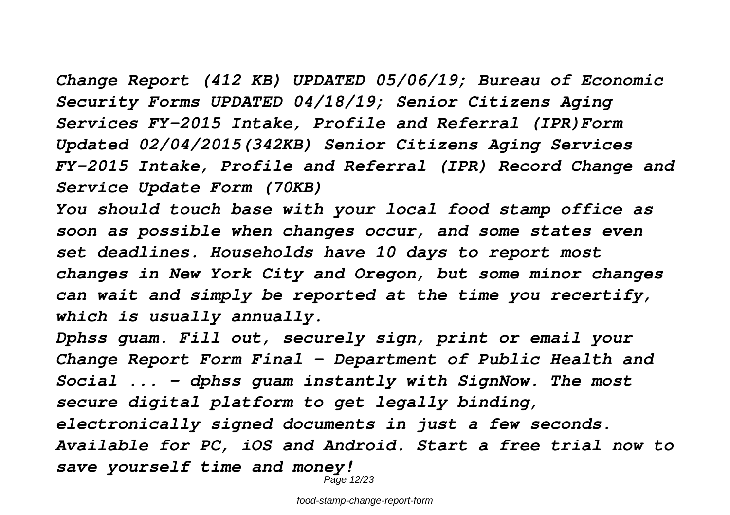*Change Report (412 KB) UPDATED 05/06/19; Bureau of Economic Security Forms UPDATED 04/18/19; Senior Citizens Aging Services FY-2015 Intake, Profile and Referral (IPR)Form Updated 02/04/2015(342KB) Senior Citizens Aging Services FY-2015 Intake, Profile and Referral (IPR) Record Change and Service Update Form (70KB)*

*You should touch base with your local food stamp office as soon as possible when changes occur, and some states even set deadlines. Households have 10 days to report most changes in New York City and Oregon, but some minor changes can wait and simply be reported at the time you recertify, which is usually annually.*

*Dphss guam. Fill out, securely sign, print or email your Change Report Form Final - Department of Public Health and Social ... - dphss guam instantly with SignNow. The most secure digital platform to get legally binding, electronically signed documents in just a few seconds. Available for PC, iOS and Android. Start a free trial now to save yourself time and money!*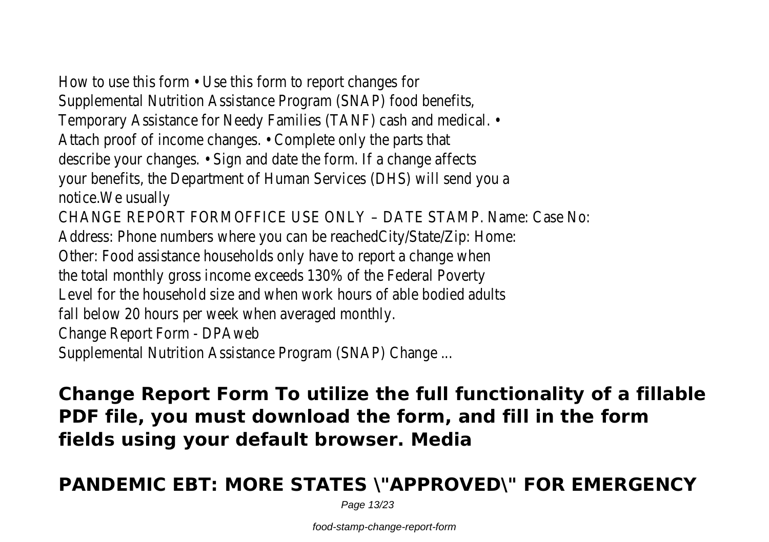How to use this form • Use this form to report changes for Supplemental Nutrition Assistance Program (SNAP) food benefits, Temporary Assistance for Needy Families (TANF) cash and medical. • Attach proof of income changes. • Complete only the parts that describe your changes. • Sign and date the form. If a change affects your benefits, the Department of Human Services (DHS) will send you a notice.We usually

CHANGE REPORT FORMOFFICE USE ONLY – DATE STAMP. Name: Case No: Address: Phone numbers where you can be reachedCity/State/Zip: Home: Other: Food assistance households only have to report a change when the total monthly gross income exceeds 130% of the Federal Poverty Level for the household size and when work hours of able bodied adults fall below 20 hours per week when averaged monthly.

Change Report Form - DPAweb

Supplemental Nutrition Assistance Program (SNAP) Change ...

**Change Report Form To utilize the full functionality of a fillable PDF file, you must download the form, and fill in the form fields using your default browser. Media**

## PANDEMIC EBT: MORE STATES \"APPROVED\" FOR EMERGENCY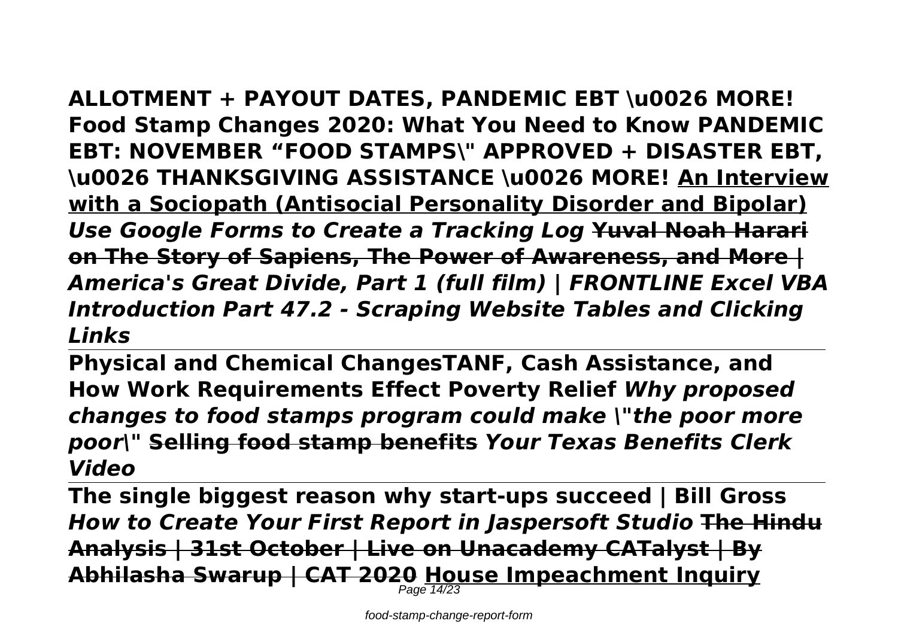**ALLOTMENT + PAYOUT DATES, PANDEMIC EBT \u0026 MORE! Food Stamp Changes 2020: What You Need to Know PANDEMIC EBT: NOVEMBER “FOOD STAMPS\" APPROVED + DISASTER EBT, \u0026 THANKSGIVING ASSISTANCE \u0026 MORE!** **An Interview with a Sociopath (Antisocial Personality Disorder and Bipolar)** ***Use Google Forms to Create a Tracking Log*** **~~Yuval Noah Harari on The Story of Sapiens, The Power of Awareness, and More |~~** ***America's Great Divide, Part 1 (full film) | FRONTLINE Excel VBA Introduction Part 47.2 - Scraping Website Tables and Clicking Links***

---

**Physical and Chemical ChangesTANF, Cash Assistance, and How Work Requirements Effect Poverty Relief** ***Why proposed changes to food stamps program could make \"the poor more poor\"*** **~~Selling food stamp benefits~~** ***Your Texas Benefits Clerk Video***

---

**The single biggest reason why start-ups succeed | Bill Gross** ***How to Create Your First Report in Jaspersoft Studio*** **~~The Hindu Analysis | 31st October | Live on Unacademy CATalyst | By Abhilasha Swarup | CAT 2020~~** **House Impeachment Inquiry**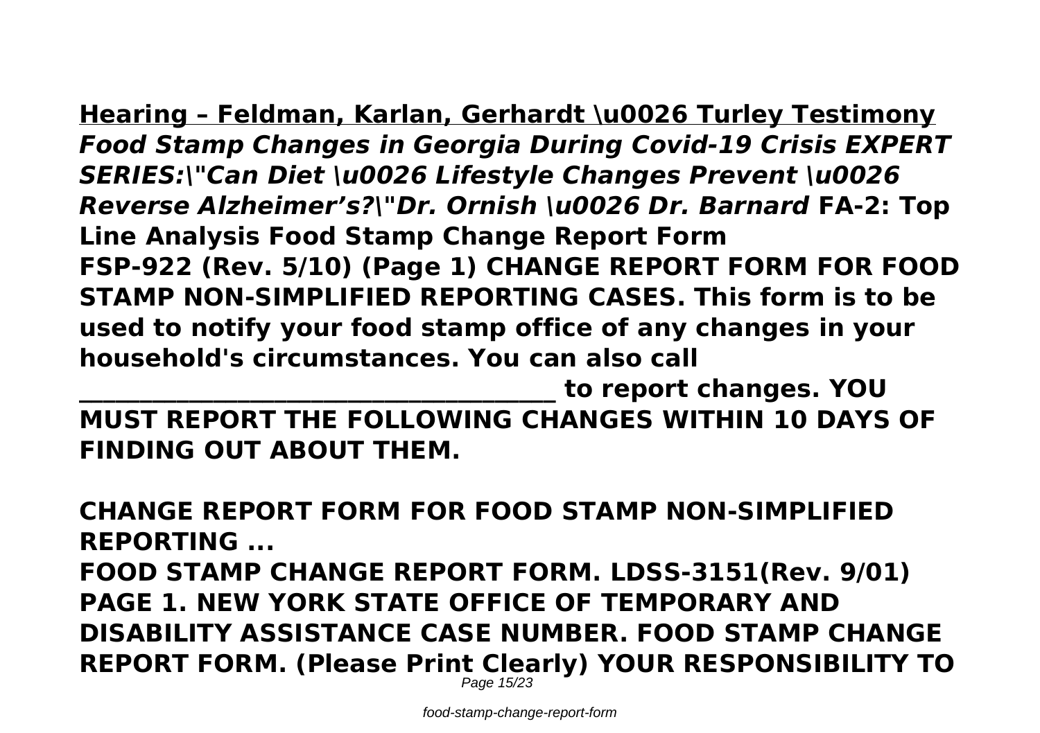**Hearing – Feldman, Karlan, Gerhardt \u0026 Turley Testimony** ***Food Stamp Changes in Georgia During Covid-19 Crisis EXPERT SERIES:\"Can Diet \u0026 Lifestyle Changes Prevent \u0026 Reverse Alzheimer's?\"Dr. Ornish \u0026 Dr. Barnard*** **FA-2: Top Line Analysis Food Stamp Change Report Form**
**FSP-922 (Rev. 5/10) (Page 1) CHANGE REPORT FORM FOR FOOD STAMP NON-SIMPLIFIED REPORTING CASES. This form is to be used to notify your food stamp office of any changes in your household's circumstances. You can also call ________________________________________ to report changes. YOU MUST REPORT THE FOLLOWING CHANGES WITHIN 10 DAYS OF FINDING OUT ABOUT THEM.**

**CHANGE REPORT FORM FOR FOOD STAMP NON-SIMPLIFIED REPORTING ...**
**FOOD STAMP CHANGE REPORT FORM. LDSS-3151(Rev. 9/01) PAGE 1. NEW YORK STATE OFFICE OF TEMPORARY AND DISABILITY ASSISTANCE CASE NUMBER. FOOD STAMP CHANGE REPORT FORM. (Please Print Clearly) YOUR RESPONSIBILITY TO**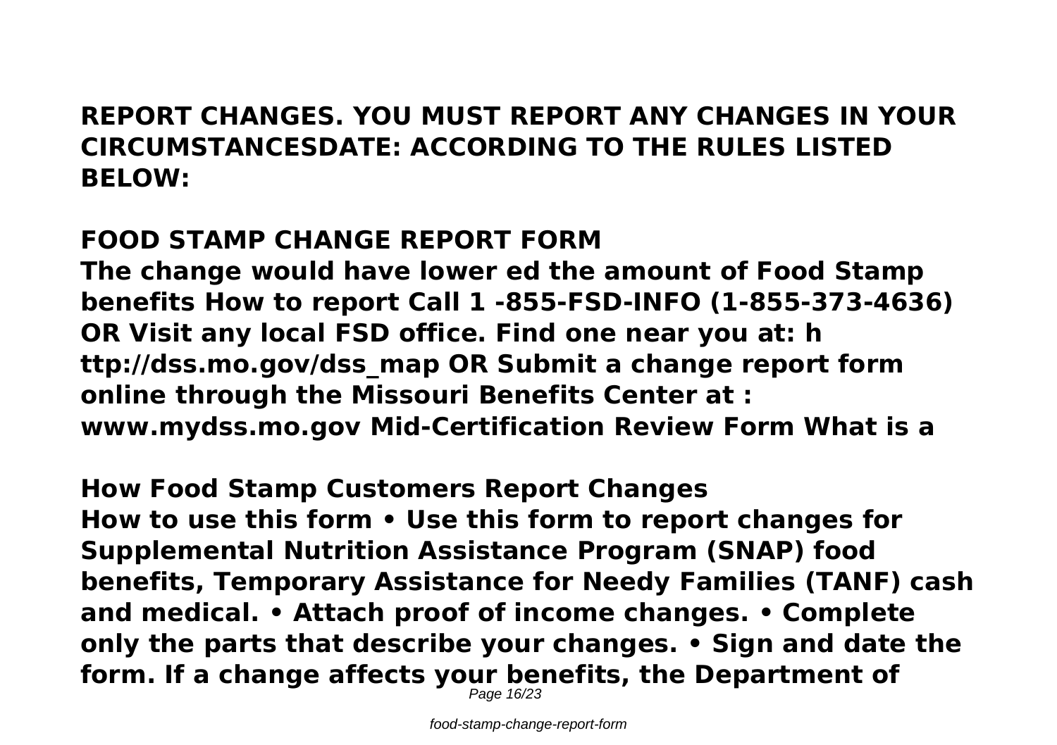**REPORT CHANGES. YOU MUST REPORT ANY CHANGES IN YOUR CIRCUMSTANCESDATE: ACCORDING TO THE RULES LISTED BELOW:**

**FOOD STAMP CHANGE REPORT FORM**

**The change would have lower ed the amount of Food Stamp benefits How to report Call 1 -855-FSD-INFO (1-855-373-4636) OR Visit any local FSD office. Find one near you at: h ttp://dss.mo.gov/dss_map OR Submit a change report form online through the Missouri Benefits Center at : www.mydss.mo.gov Mid-Certification Review Form What is a**

**How Food Stamp Customers Report Changes**

**How to use this form • Use this form to report changes for Supplemental Nutrition Assistance Program (SNAP) food benefits, Temporary Assistance for Needy Families (TANF) cash and medical. • Attach proof of income changes. • Complete only the parts that describe your changes. • Sign and date the form. If a change affects your benefits, the Department of**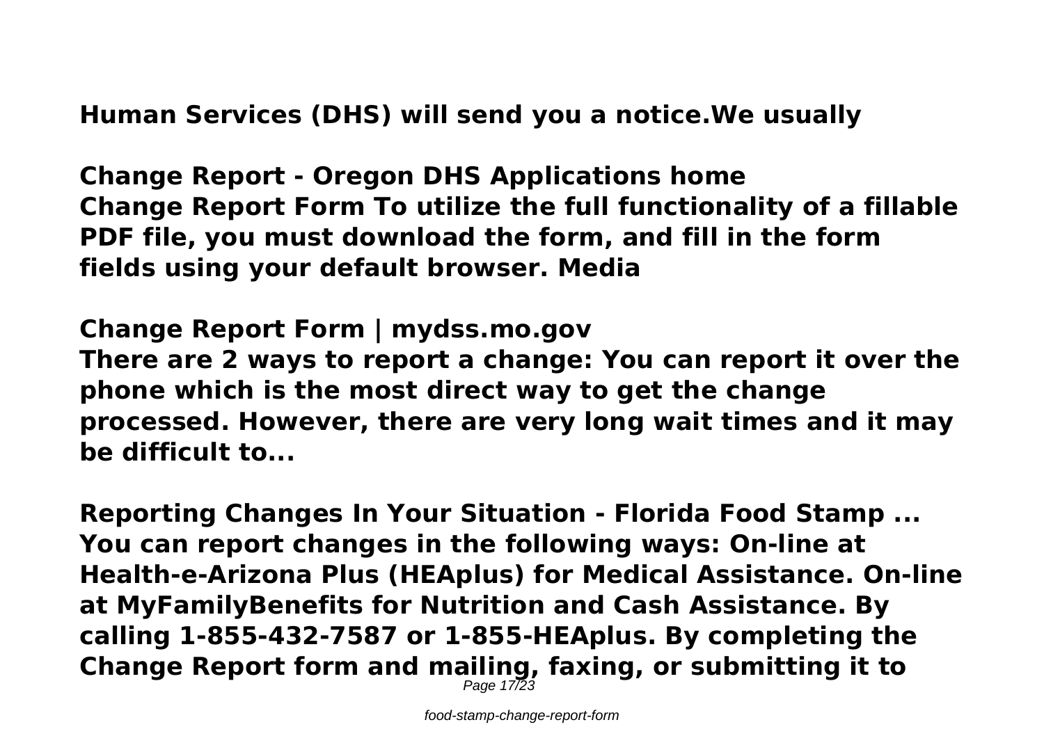**Human Services (DHS) will send you a notice.We usually**

**Change Report - Oregon DHS Applications home**
**Change Report Form To utilize the full functionality of a fillable PDF file, you must download the form, and fill in the form fields using your default browser. Media**

**Change Report Form | mydss.mo.gov**
**There are 2 ways to report a change: You can report it over the phone which is the most direct way to get the change processed. However, there are very long wait times and it may be difficult to...**

**Reporting Changes In Your Situation - Florida Food Stamp ...**
**You can report changes in the following ways: On-line at Health-e-Arizona Plus (HEAplus) for Medical Assistance. On-line at MyFamilyBenefits for Nutrition and Cash Assistance. By calling 1-855-432-7587 or 1-855-HEAplus. By completing the Change Report form and mailing, faxing, or submitting it to**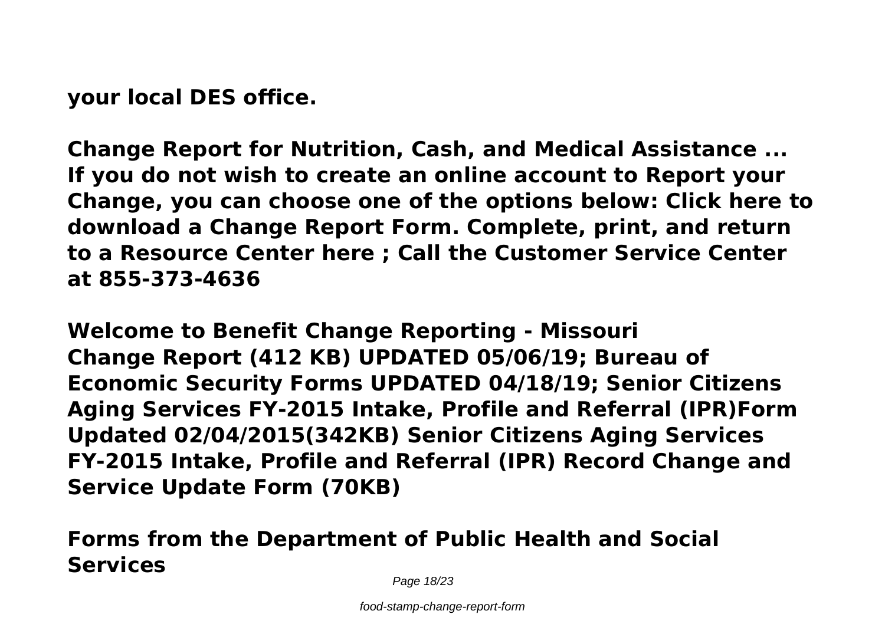**your local DES office.**

**Change Report for Nutrition, Cash, and Medical Assistance ...**
**If you do not wish to create an online account to Report your Change, you can choose one of the options below: Click here to download a Change Report Form. Complete, print, and return to a Resource Center here ; Call the Customer Service Center at 855-373-4636**

**Welcome to Benefit Change Reporting - Missouri**
**Change Report (412 KB) UPDATED 05/06/19; Bureau of Economic Security Forms UPDATED 04/18/19; Senior Citizens Aging Services FY-2015 Intake, Profile and Referral (IPR)Form Updated 02/04/2015(342KB) Senior Citizens Aging Services FY-2015 Intake, Profile and Referral (IPR) Record Change and Service Update Form (70KB)**

**Forms from the Department of Public Health and Social Services**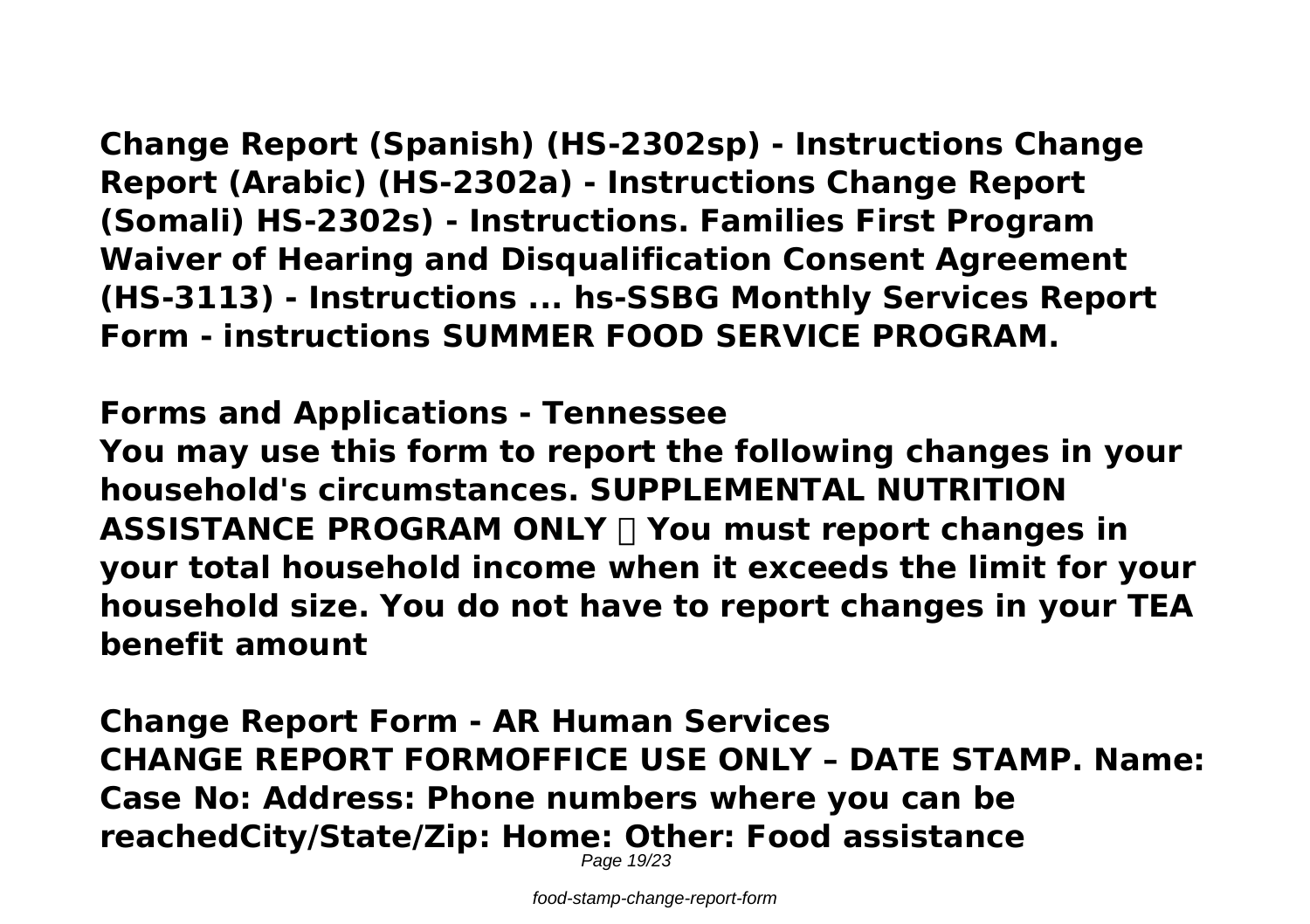**Change Report (Spanish) (HS-2302sp) - Instructions Change Report (Arabic) (HS-2302a) - Instructions Change Report (Somali) HS-2302s) - Instructions. Families First Program Waiver of Hearing and Disqualification Consent Agreement (HS-3113) - Instructions ... hs-SSBG Monthly Services Report Form - instructions SUMMER FOOD SERVICE PROGRAM.**

## Forms and Applications - Tennessee

**You may use this form to report the following changes in your household's circumstances. SUPPLEMENTAL NUTRITION ASSISTANCE PROGRAM ONLY  You must report changes in your total household income when it exceeds the limit for your household size. You do not have to report changes in your TEA benefit amount**

## Change Report Form - AR Human Services

**CHANGE REPORT FORMOFFICE USE ONLY – DATE STAMP. Name: Case No: Address: Phone numbers where you can be reachedCity/State/Zip: Home: Other: Food assistance**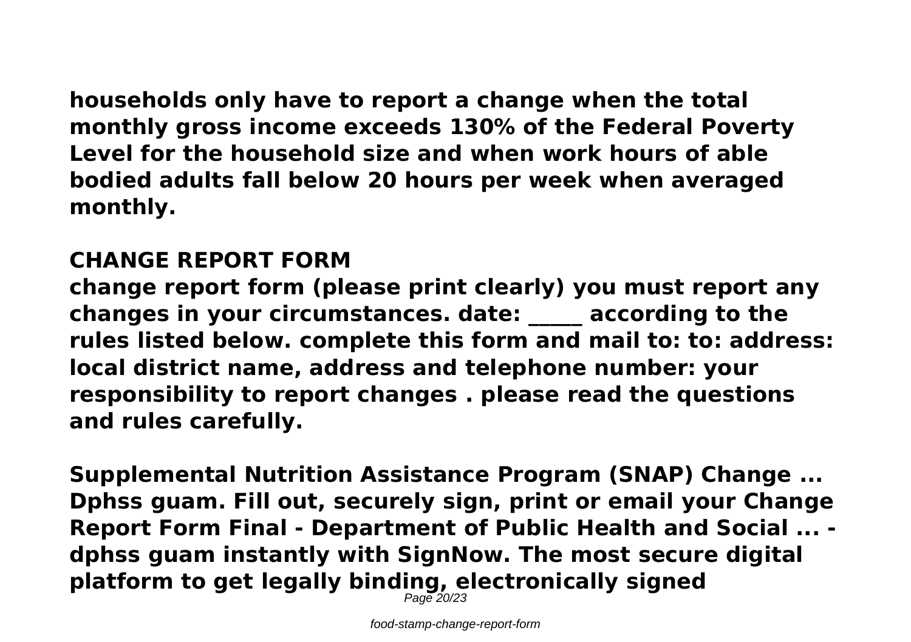**households only have to report a change when the total monthly gross income exceeds 130% of the Federal Poverty Level for the household size and when work hours of able bodied adults fall below 20 hours per week when averaged monthly.**

## CHANGE REPORT FORM

**change report form (please print clearly) you must report any changes in your circumstances. date: _____ according to the rules listed below. complete this form and mail to: to: address: local district name, address and telephone number: your responsibility to report changes . please read the questions and rules carefully.**

**Supplemental Nutrition Assistance Program (SNAP) Change ...**
**Dphss guam. Fill out, securely sign, print or email your Change Report Form Final - Department of Public Health and Social ... - dphss guam instantly with SignNow. The most secure digital platform to get legally binding, electronically signed**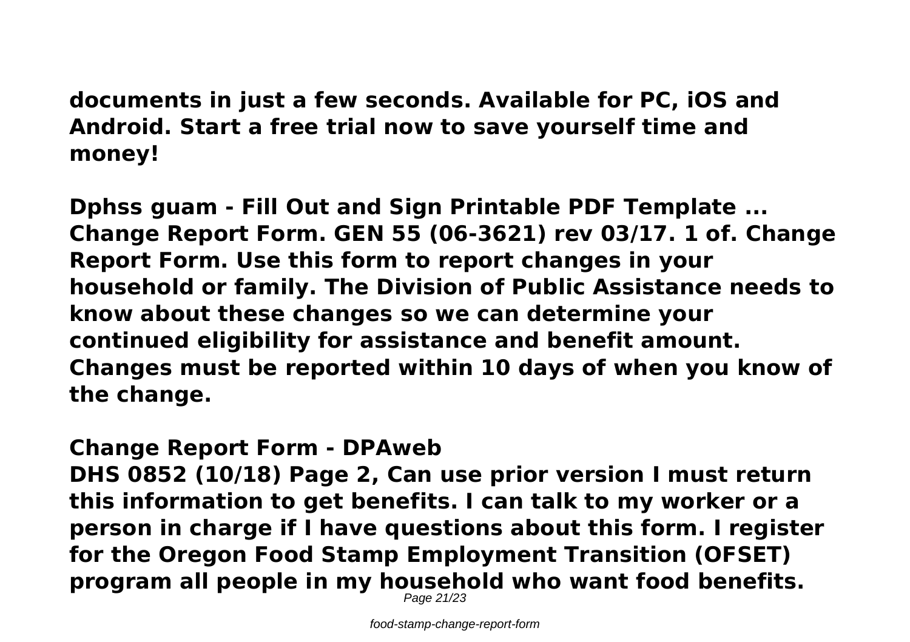**documents in just a few seconds. Available for PC, iOS and Android. Start a free trial now to save yourself time and money!**

**Dphss guam - Fill Out and Sign Printable PDF Template ...**
**Change Report Form. GEN 55 (06-3621) rev 03/17. 1 of. Change Report Form. Use this form to report changes in your household or family. The Division of Public Assistance needs to know about these changes so we can determine your continued eligibility for assistance and benefit amount. Changes must be reported within 10 days of when you know of the change.**

**Change Report Form - DPAweb**
**DHS 0852 (10/18) Page 2, Can use prior version I must return this information to get benefits. I can talk to my worker or a person in charge if I have questions about this form. I register for the Oregon Food Stamp Employment Transition (OFSET) program all people in my household who want food benefits.**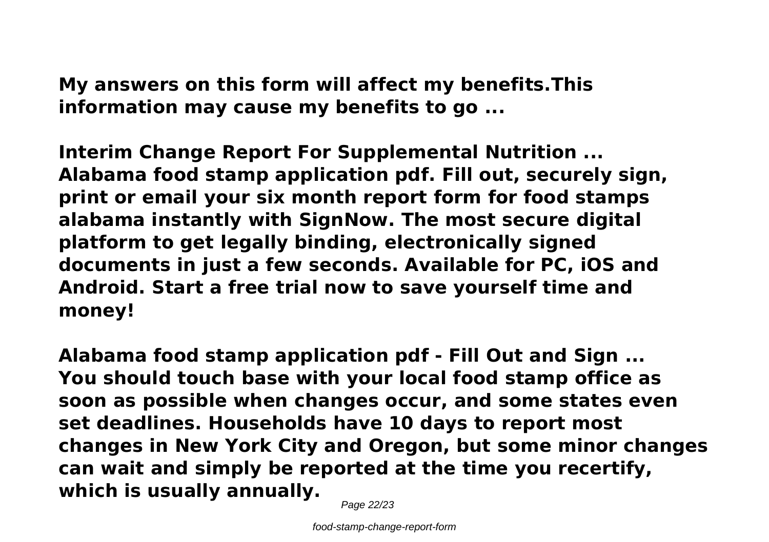**My answers on this form will affect my benefits.This information may cause my benefits to go ...**

**Interim Change Report For Supplemental Nutrition ...**
**Alabama food stamp application pdf. Fill out, securely sign, print or email your six month report form for food stamps alabama instantly with SignNow. The most secure digital platform to get legally binding, electronically signed documents in just a few seconds. Available for PC, iOS and Android. Start a free trial now to save yourself time and money!**

**Alabama food stamp application pdf - Fill Out and Sign ...**
**You should touch base with your local food stamp office as soon as possible when changes occur, and some states even set deadlines. Households have 10 days to report most changes in New York City and Oregon, but some minor changes can wait and simply be reported at the time you recertify, which is usually annually.**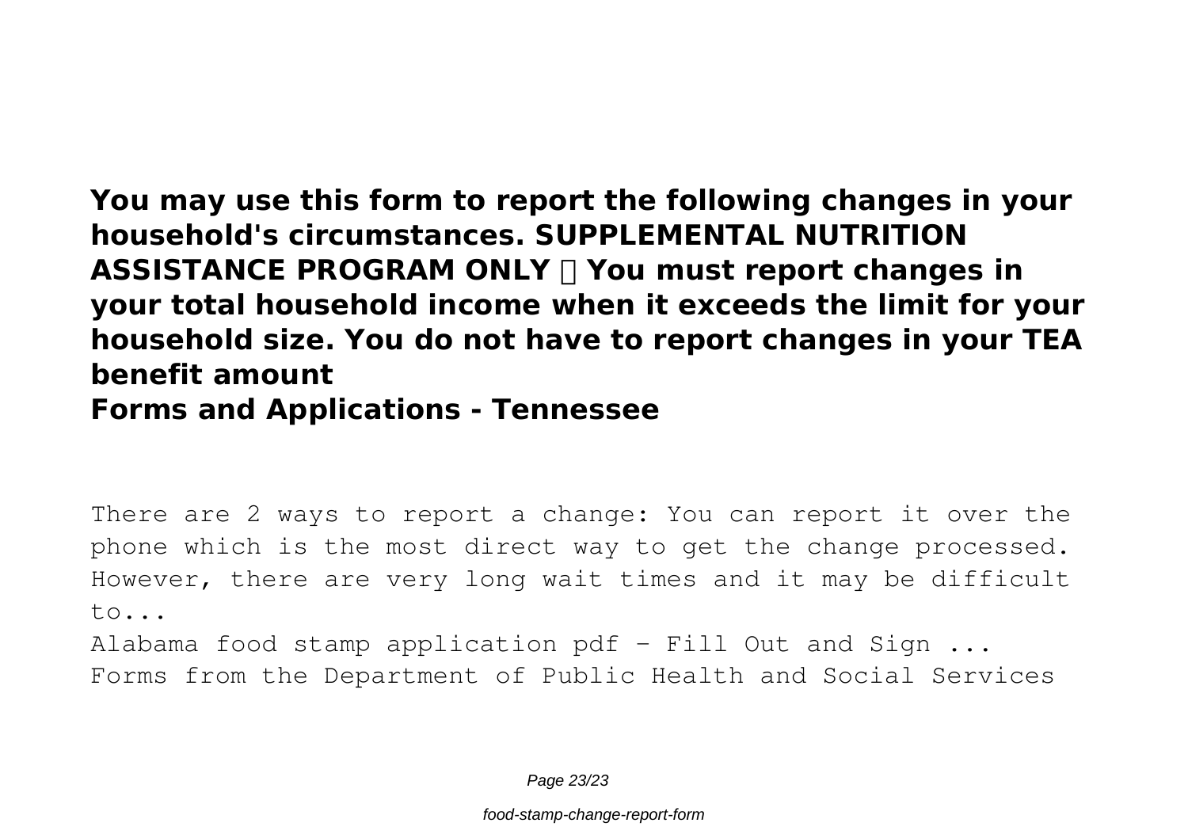**You may use this form to report the following changes in your household's circumstances. SUPPLEMENTAL NUTRITION ASSISTANCE PROGRAM ONLY  You must report changes in your total household income when it exceeds the limit for your household size. You do not have to report changes in your TEA benefit amount**

**Forms and Applications - Tennessee**

There are 2 ways to report a change: You can report it over the phone which is the most direct way to get the change processed. However, there are very long wait times and it may be difficult to...

Alabama food stamp application pdf - Fill Out and Sign ...

Forms from the Department of Public Health and Social Services